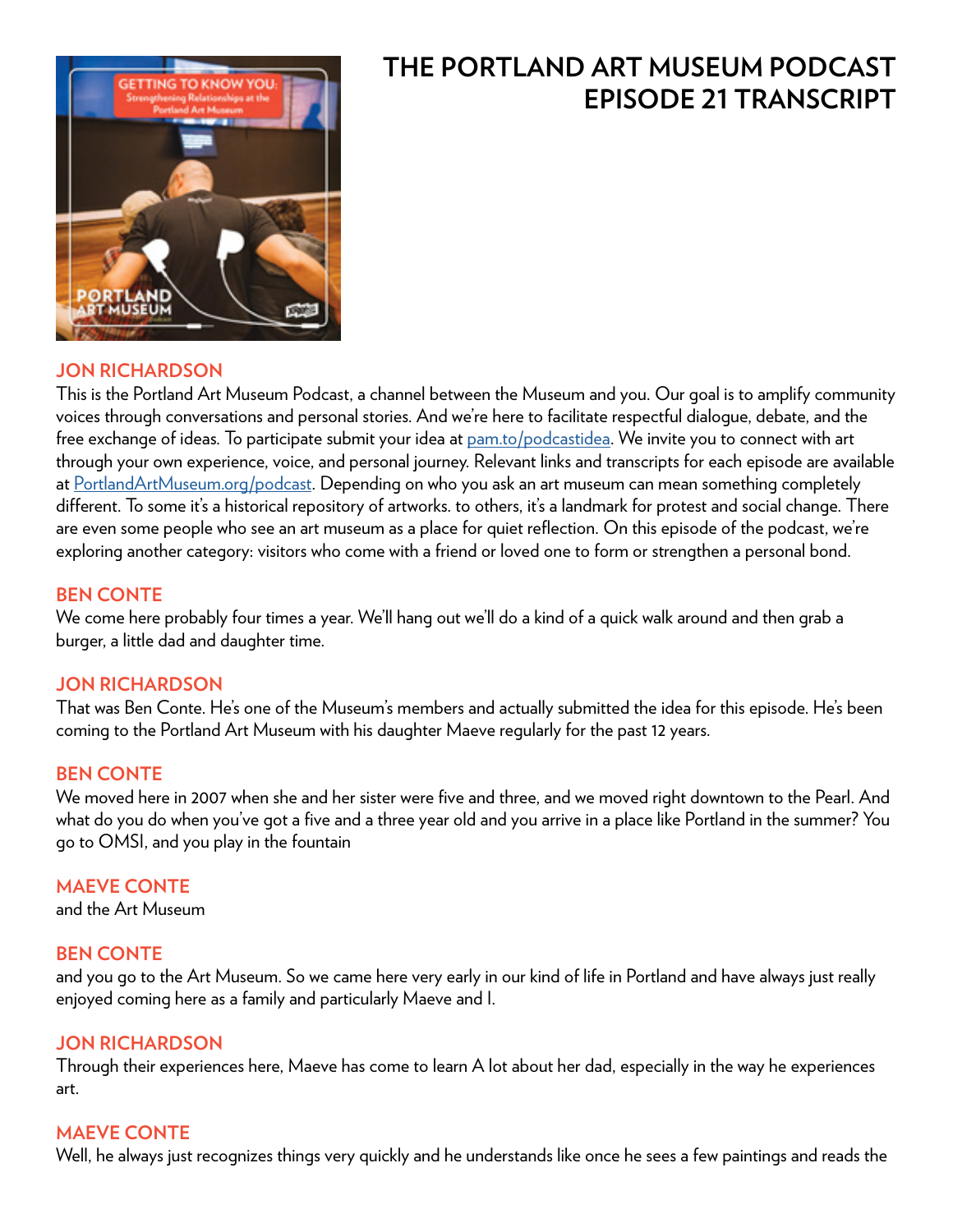# THE PORTLAND ART MUSEUM PODCAST EPISODE 21 TRANSCRIPT

**JON RICHARDSON**
This is the Portland Art Museum Podcast, a channel between the Museum and you. Our goal is to amplify community voices through conversations and personal stories. And we're here to facilitate respectful dialogue, debate, and the free exchange of ideas. To participate submit your idea at [pam.to/podcastidea](pam.to/podcastidea). We invite you to connect with art through your own experience, voice, and personal journey. Relevant links and transcripts for each episode are available at [PortlandArtMuseum.org/podcast](PortlandArtMuseum.org/podcast). Depending on who you ask an art museum can mean something completely different. To some it's a historical repository of artworks. to others, it's a landmark for protest and social change. There are even some people who see an art museum as a place for quiet reflection. On this episode of the podcast, we're exploring another category: visitors who come with a friend or loved one to form or strengthen a personal bond.

**BEN CONTE**
We come here probably four times a year. We'll hang out we'll do a kind of a quick walk around and then grab a burger, a little dad and daughter time.

**JON RICHARDSON**
That was Ben Conte. He's one of the Museum's members and actually submitted the idea for this episode. He's been coming to the Portland Art Museum with his daughter Maeve regularly for the past 12 years.

**BEN CONTE**
We moved here in 2007 when she and her sister were five and three, and we moved right downtown to the Pearl. And what do you do when you've got a five and a three year old and you arrive in a place like Portland in the summer? You go to OMSI, and you play in the fountain

**MAEVE CONTE**
and the Art Museum

**BEN CONTE**
and you go to the Art Museum. So we came here very early in our kind of life in Portland and have always just really enjoyed coming here as a family and particularly Maeve and I.

**JON RICHARDSON**
Through their experiences here, Maeve has come to learn A lot about her dad, especially in the way he experiences art.

**MAEVE CONTE**
Well, he always just recognizes things very quickly and he understands like once he sees a few paintings and reads the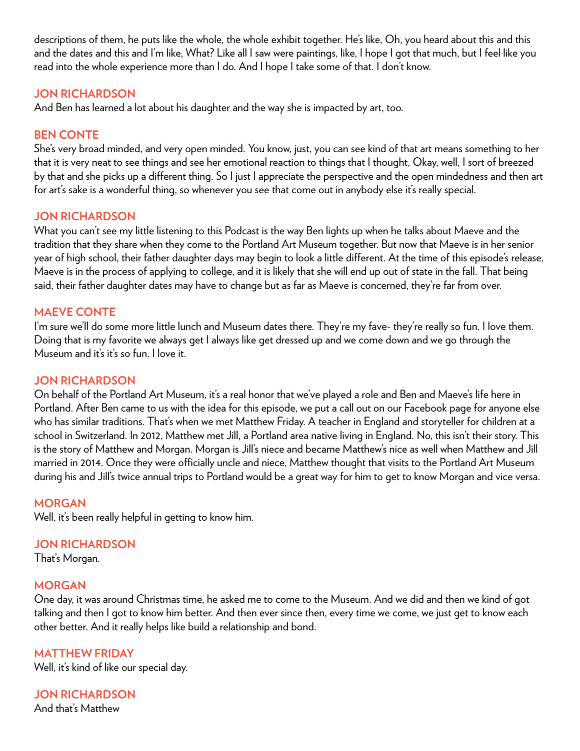descriptions of them, he puts like the whole, the whole exhibit together. He's like, Oh, you heard about this and this and the dates and this and I'm like, What? Like all I saw were paintings, like, I hope I got that much, but I feel like you read into the whole experience more than I do. And I hope I take some of that. I don't know.

**JON RICHARDSON**
And Ben has learned a lot about his daughter and the way she is impacted by art, too.

**BEN CONTE**
She's very broad minded, and very open minded. You know, just, you can see kind of that art means something to her that it is very neat to see things and see her emotional reaction to things that I thought, Okay, well, I sort of breezed by that and she picks up a different thing. So I just I appreciate the perspective and the open mindedness and then art for art's sake is a wonderful thing, so whenever you see that come out in anybody else it's really special.

**JON RICHARDSON**
What you can't see my little listening to this Podcast is the way Ben lights up when he talks about Maeve and the tradition that they share when they come to the Portland Art Museum together. But now that Maeve is in her senior year of high school, their father daughter days may begin to look a little different. At the time of this episode's release, Maeve is in the process of applying to college, and it is likely that she will end up out of state in the fall. That being said, their father daughter dates may have to change but as far as Maeve is concerned, they're far from over.

**MAEVE CONTE**
I'm sure we'll do some more little lunch and Museum dates there. They're my fave- they're really so fun. I love them. Doing that is my favorite we always get I always like get dressed up and we come down and we go through the Museum and it's it's so fun. I love it.

**JON RICHARDSON**
On behalf of the Portland Art Museum, it's a real honor that we've played a role and Ben and Maeve's life here in Portland. After Ben came to us with the idea for this episode, we put a call out on our Facebook page for anyone else who has similar traditions. That's when we met Matthew Friday. A teacher in England and storyteller for children at a school in Switzerland. In 2012, Matthew met Jill, a Portland area native living in England. No, this isn't their story. This is the story of Matthew and Morgan. Morgan is Jill's niece and became Matthew's nice as well when Matthew and Jill married in 2014. Once they were officially uncle and niece, Matthew thought that visits to the Portland Art Museum during his and Jill's twice annual trips to Portland would be a great way for him to get to know Morgan and vice versa.

**MORGAN**
Well, it's been really helpful in getting to know him.

**JON RICHARDSON**
That's Morgan.

**MORGAN**
One day, it was around Christmas time, he asked me to come to the Museum. And we did and then we kind of got talking and then I got to know him better. And then ever since then, every time we come, we just get to know each other better. And it really helps like build a relationship and bond.

**MATTHEW FRIDAY**
Well, it's kind of like our special day.

**JON RICHARDSON**
And that's Matthew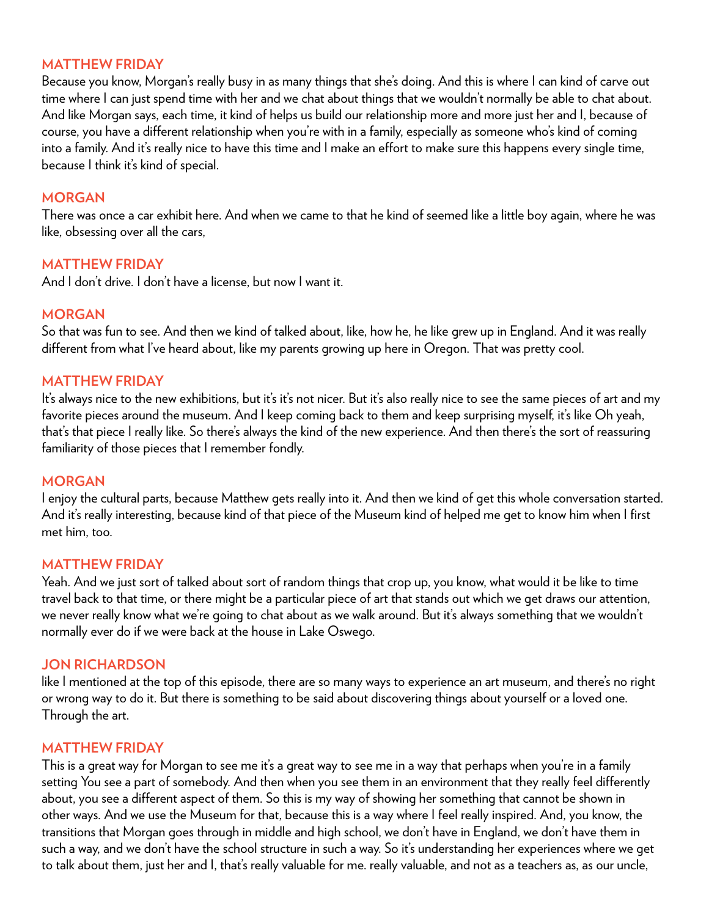**MATTHEW FRIDAY**

Because you know, Morgan's really busy in as many things that she's doing. And this is where I can kind of carve out time where I can just spend time with her and we chat about things that we wouldn't normally be able to chat about. And like Morgan says, each time, it kind of helps us build our relationship more and more just her and I, because of course, you have a different relationship when you're with in a family, especially as someone who's kind of coming into a family. And it's really nice to have this time and I make an effort to make sure this happens every single time, because I think it's kind of special.

**MORGAN**

There was once a car exhibit here. And when we came to that he kind of seemed like a little boy again, where he was like, obsessing over all the cars,

**MATTHEW FRIDAY**

And I don't drive. I don't have a license, but now I want it.

**MORGAN**

So that was fun to see. And then we kind of talked about, like, how he, he like grew up in England. And it was really different from what I've heard about, like my parents growing up here in Oregon. That was pretty cool.

**MATTHEW FRIDAY**

It's always nice to the new exhibitions, but it's it's not nicer. But it's also really nice to see the same pieces of art and my favorite pieces around the museum. And I keep coming back to them and keep surprising myself, it's like Oh yeah, that's that piece I really like. So there's always the kind of the new experience. And then there's the sort of reassuring familiarity of those pieces that I remember fondly.

**MORGAN**

I enjoy the cultural parts, because Matthew gets really into it. And then we kind of get this whole conversation started. And it's really interesting, because kind of that piece of the Museum kind of helped me get to know him when I first met him, too.

**MATTHEW FRIDAY**

Yeah. And we just sort of talked about sort of random things that crop up, you know, what would it be like to time travel back to that time, or there might be a particular piece of art that stands out which we get draws our attention, we never really know what we're going to chat about as we walk around. But it's always something that we wouldn't normally ever do if we were back at the house in Lake Oswego.

**JON RICHARDSON**

like I mentioned at the top of this episode, there are so many ways to experience an art museum, and there's no right or wrong way to do it. But there is something to be said about discovering things about yourself or a loved one. Through the art.

**MATTHEW FRIDAY**

This is a great way for Morgan to see me it's a great way to see me in a way that perhaps when you're in a family setting You see a part of somebody. And then when you see them in an environment that they really feel differently about, you see a different aspect of them. So this is my way of showing her something that cannot be shown in other ways. And we use the Museum for that, because this is a way where I feel really inspired. And, you know, the transitions that Morgan goes through in middle and high school, we don't have in England, we don't have them in such a way, and we don't have the school structure in such a way. So it's understanding her experiences where we get to talk about them, just her and I, that's really valuable for me. really valuable, and not as a teachers as, as our uncle,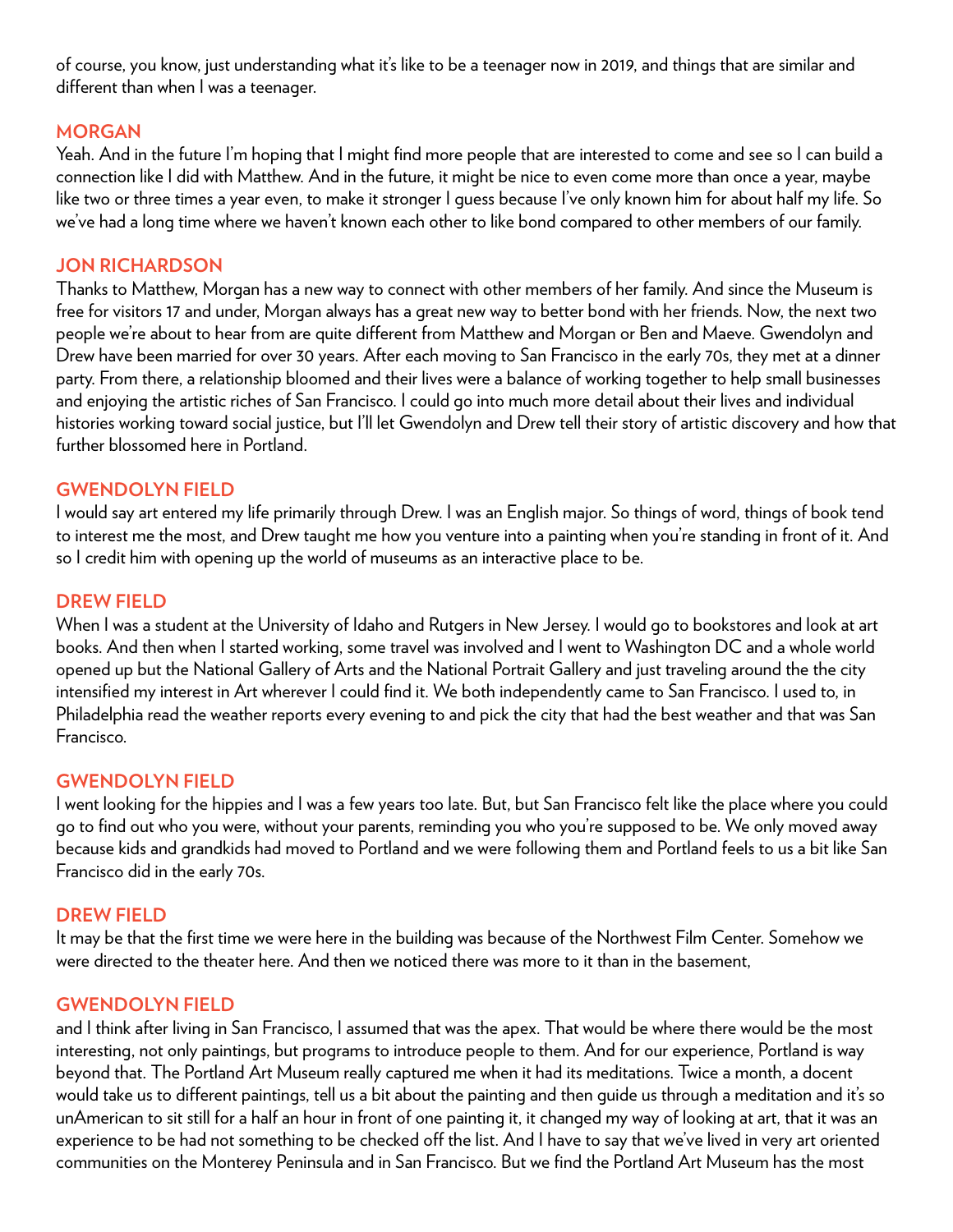of course, you know, just understanding what it's like to be a teenager now in 2019, and things that are similar and different than when I was a teenager.

**MORGAN**

Yeah. And in the future I'm hoping that I might find more people that are interested to come and see so I can build a connection like I did with Matthew. And in the future, it might be nice to even come more than once a year, maybe like two or three times a year even, to make it stronger I guess because I've only known him for about half my life. So we've had a long time where we haven't known each other to like bond compared to other members of our family.

**JON RICHARDSON**

Thanks to Matthew, Morgan has a new way to connect with other members of her family. And since the Museum is free for visitors 17 and under, Morgan always has a great new way to better bond with her friends. Now, the next two people we're about to hear from are quite different from Matthew and Morgan or Ben and Maeve. Gwendolyn and Drew have been married for over 30 years. After each moving to San Francisco in the early 70s, they met at a dinner party. From there, a relationship bloomed and their lives were a balance of working together to help small businesses and enjoying the artistic riches of San Francisco. I could go into much more detail about their lives and individual histories working toward social justice, but I'll let Gwendolyn and Drew tell their story of artistic discovery and how that further blossomed here in Portland.

**GWENDOLYN FIELD**

I would say art entered my life primarily through Drew. I was an English major. So things of word, things of book tend to interest me the most, and Drew taught me how you venture into a painting when you're standing in front of it. And so I credit him with opening up the world of museums as an interactive place to be.

**DREW FIELD**

When I was a student at the University of Idaho and Rutgers in New Jersey. I would go to bookstores and look at art books. And then when I started working, some travel was involved and I went to Washington DC and a whole world opened up but the National Gallery of Arts and the National Portrait Gallery and just traveling around the the city intensified my interest in Art wherever I could find it. We both independently came to San Francisco. I used to, in Philadelphia read the weather reports every evening to and pick the city that had the best weather and that was San Francisco.

**GWENDOLYN FIELD**

I went looking for the hippies and I was a few years too late. But, but San Francisco felt like the place where you could go to find out who you were, without your parents, reminding you who you're supposed to be. We only moved away because kids and grandkids had moved to Portland and we were following them and Portland feels to us a bit like San Francisco did in the early 70s.

**DREW FIELD**

It may be that the first time we were here in the building was because of the Northwest Film Center. Somehow we were directed to the theater here. And then we noticed there was more to it than in the basement,

**GWENDOLYN FIELD**

and I think after living in San Francisco, I assumed that was the apex. That would be where there would be the most interesting, not only paintings, but programs to introduce people to them. And for our experience, Portland is way beyond that. The Portland Art Museum really captured me when it had its meditations. Twice a month, a docent would take us to different paintings, tell us a bit about the painting and then guide us through a meditation and it's so unAmerican to sit still for a half an hour in front of one painting it, it changed my way of looking at art, that it was an experience to be had not something to be checked off the list. And I have to say that we've lived in very art oriented communities on the Monterey Peninsula and in San Francisco. But we find the Portland Art Museum has the most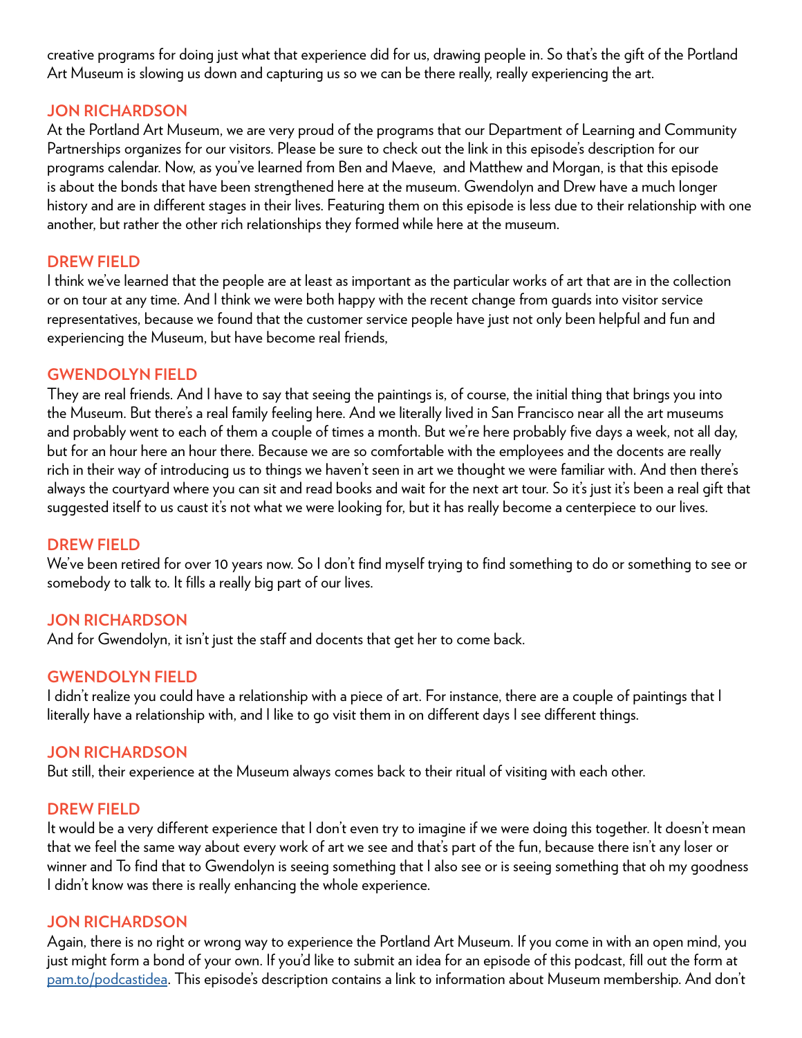creative programs for doing just what that experience did for us, drawing people in. So that's the gift of the Portland Art Museum is slowing us down and capturing us so we can be there really, really experiencing the art.

**JON RICHARDSON**
At the Portland Art Museum, we are very proud of the programs that our Department of Learning and Community Partnerships organizes for our visitors. Please be sure to check out the link in this episode's description for our programs calendar. Now, as you've learned from Ben and Maeve,  and Matthew and Morgan, is that this episode is about the bonds that have been strengthened here at the museum. Gwendolyn and Drew have a much longer history and are in different stages in their lives. Featuring them on this episode is less due to their relationship with one another, but rather the other rich relationships they formed while here at the museum.

**DREW FIELD**
I think we've learned that the people are at least as important as the particular works of art that are in the collection or on tour at any time. And I think we were both happy with the recent change from guards into visitor service representatives, because we found that the customer service people have just not only been helpful and fun and experiencing the Museum, but have become real friends,

**GWENDOLYN FIELD**
They are real friends. And I have to say that seeing the paintings is, of course, the initial thing that brings you into the Museum. But there's a real family feeling here. And we literally lived in San Francisco near all the art museums and probably went to each of them a couple of times a month. But we're here probably five days a week, not all day, but for an hour here an hour there. Because we are so comfortable with the employees and the docents are really rich in their way of introducing us to things we haven't seen in art we thought we were familiar with. And then there's always the courtyard where you can sit and read books and wait for the next art tour. So it's just it's been a real gift that suggested itself to us caust it's not what we were looking for, but it has really become a centerpiece to our lives.

**DREW FIELD**
We've been retired for over 10 years now. So I don't find myself trying to find something to do or something to see or somebody to talk to. It fills a really big part of our lives.

**JON RICHARDSON**
And for Gwendolyn, it isn't just the staff and docents that get her to come back.

**GWENDOLYN FIELD**
I didn't realize you could have a relationship with a piece of art. For instance, there are a couple of paintings that I literally have a relationship with, and I like to go visit them in on different days I see different things.

**JON RICHARDSON**
But still, their experience at the Museum always comes back to their ritual of visiting with each other.

**DREW FIELD**
It would be a very different experience that I don't even try to imagine if we were doing this together. It doesn't mean that we feel the same way about every work of art we see and that's part of the fun, because there isn't any loser or winner and To find that to Gwendolyn is seeing something that I also see or is seeing something that oh my goodness I didn't know was there is really enhancing the whole experience.

**JON RICHARDSON**
Again, there is no right or wrong way to experience the Portland Art Museum. If you come in with an open mind, you just might form a bond of your own. If you'd like to submit an idea for an episode of this podcast, fill out the form at [pam.to/podcastidea](pam.to/podcastidea). This episode's description contains a link to information about Museum membership. And don't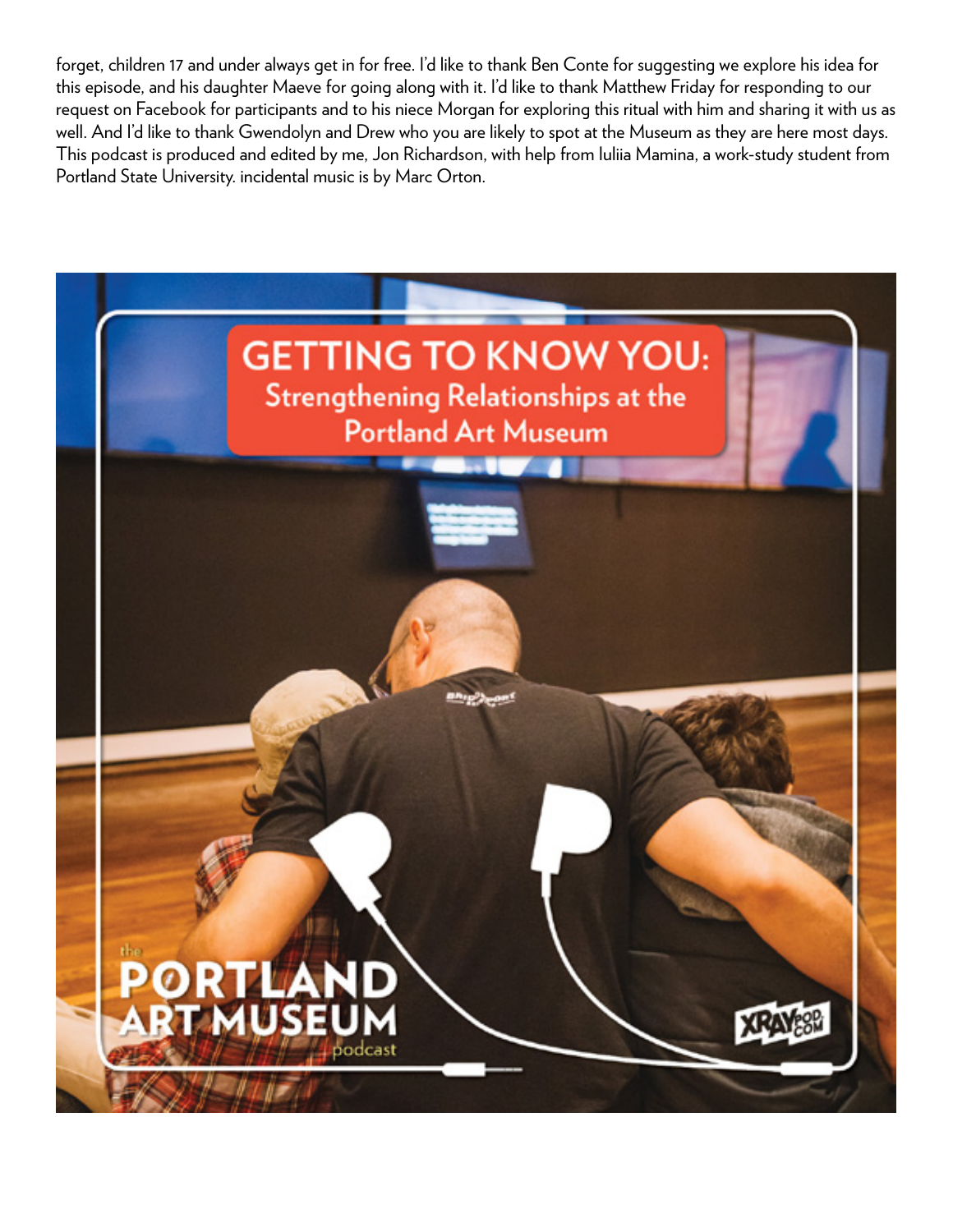forget, children 17 and under always get in for free. I'd like to thank Ben Conte for suggesting we explore his idea for this episode, and his daughter Maeve for going along with it. I'd like to thank Matthew Friday for responding to our request on Facebook for participants and to his niece Morgan for exploring this ritual with him and sharing it with us as well. And I'd like to thank Gwendolyn and Drew who you are likely to spot at the Museum as they are here most days. This podcast is produced and edited by me, Jon Richardson, with help from Iuliia Mamina, a work-study student from Portland State University. incidental music is by Marc Orton.